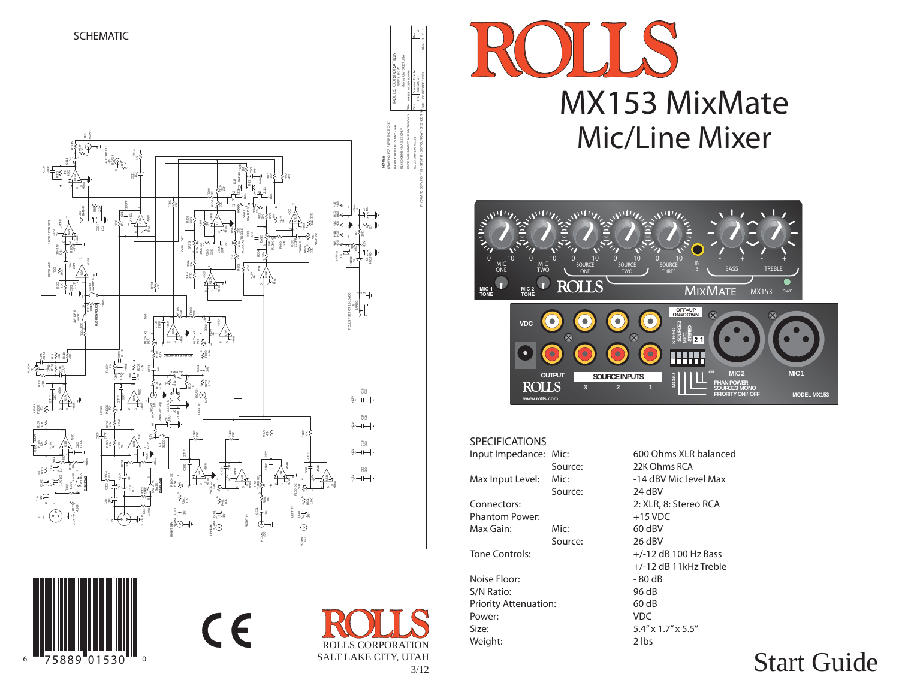# ROLLS

# MX153 MixMate
## Mic/Line Mixer

SCHEMATIC

## SPECIFICATIONS

| | | |
|---|---|---|
| Input Impedance: | Mic: | 600 Ohms XLR balanced |
| | Source: | 22K Ohms RCA |
| Max Input Level: | Mic: | -14 dBV Mic level Max |
| | Source: | 24 dBV |
| Connectors: | | 2: XLR, 8: Stereo RCA |
| Phantom Power: | | +15 VDC |
| Max Gain: | Mic: | 60 dBV |
| | Source: | 26 dBV |
| Tone Controls: | | +/-12 dB 100 Hz Bass |
| | | +/-12 dB 11kHz Treble |
| Noise Floor: | | - 80 dB |
| S/N Ratio: | | 96 dB |
| Priority Attenuation: | | 60 dB |
| Power: | | VDC |
| Size: | | 5.4" x 1.7" x 5.5" |
| Weight: | | 2 lbs |

6 75889 01530 0

CE

ROLLS
ROLLS CORPORATION
SALT LAKE CITY, UTAH
3/12

# Start Guide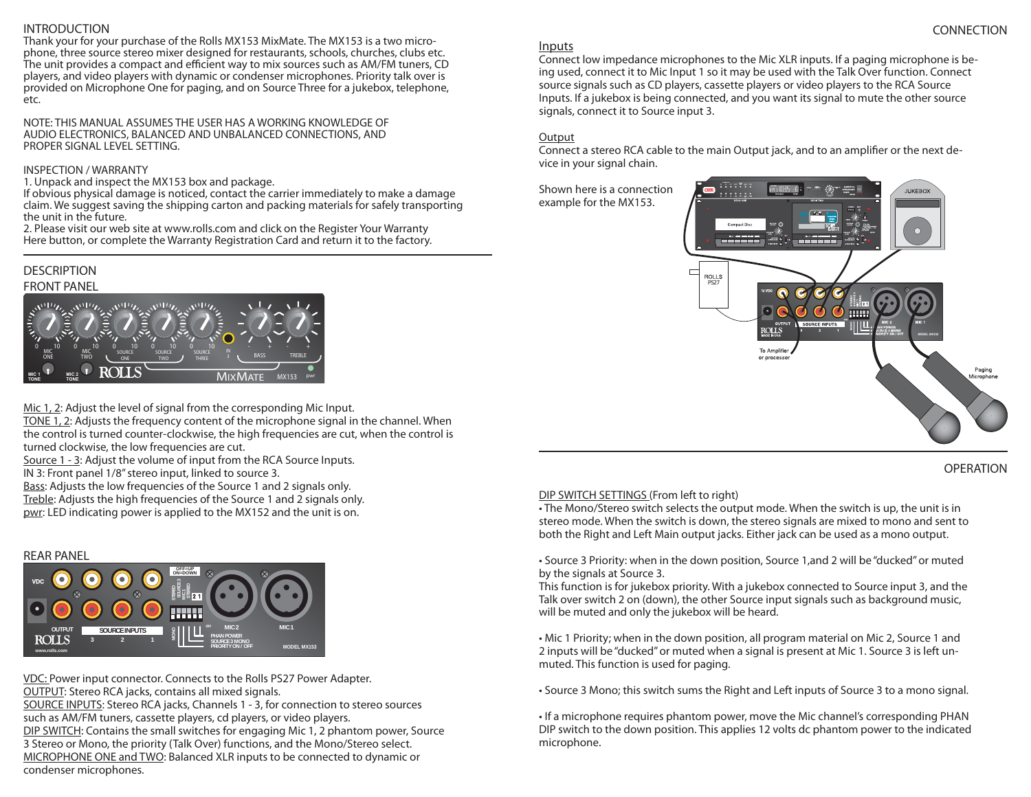## INTRODUCTION

Thank you for your purchase of the Rolls MX153 MixMate. The MX153 is a two microphone, three source stereo mixer designed for restaurants, schools, churches, clubs etc. The unit provides a compact and efficient way to mix sources such as AM/FM tuners, CD players, and video players with dynamic or condenser microphones. Priority talk over is provided on Microphone One for paging, and on Source Three for a jukebox, telephone, etc.

NOTE: THIS MANUAL ASSUMES THE USER HAS A WORKING KNOWLEDGE OF AUDIO ELECTRONICS, BALANCED AND UNBALANCED CONNECTIONS, AND PROPER SIGNAL LEVEL SETTING.

### INSPECTION / WARRANTY

1. Unpack and inspect the MX153 box and package.
If obvious physical damage is noticed, contact the carrier immediately to make a damage claim. We suggest saving the shipping carton and packing materials for safely transporting the unit in the future.
2. Please visit our web site at www.rolls.com and click on the Register Your Warranty Here button, or complete the Warranty Registration Card and return it to the factory.

## DESCRIPTION

### FRONT PANEL

0 10 MIC ONE
0 10 MIC TWO
0 10 SOURCE ONE
0 10 SOURCE TWO
0 10 SOURCE THREE
IN 3
- + BASS
- + TREBLE
MIC 1 TONE
MIC 2 TONE
ROLLS
MIXMATE MX153 pwr

Mic 1, 2: Adjust the level of signal from the corresponding Mic Input.
TONE 1, 2: Adjusts the frequency content of the microphone signal in the channel. When the control is turned counter-clockwise, the high frequencies are cut, when the control is turned clockwise, the low frequencies are cut.
Source 1 - 3: Adjust the volume of input from the RCA Source Inputs.
IN 3: Front panel 1/8" stereo input, linked to source 3.
Bass: Adjusts the low frequencies of the Source 1 and 2 signals only.
Treble: Adjusts the high frequencies of the Source 1 and 2 signals only.
pwr: LED indicating power is applied to the MX152 and the unit is on.

### REAR PANEL

VDC
OFF=UP ON=DOWN
STEREO SOURCE 3 MIC 1 SOURCE 3
2 1
MONO
on
PHAN POWER SOURCE 3 MONO PRIORITY ON / OFF
MIC 2
MIC 1
OUTPUT
SOURCE INPUTS
3 2 1
ROLLS
www.rolls.com
MODEL MX153

VDC: Power input connector. Connects to the Rolls PS27 Power Adapter.
OUTPUT: Stereo RCA jacks, contains all mixed signals.
SOURCE INPUTS: Stereo RCA jacks, Channels 1 - 3, for connection to stereo sources such as AM/FM tuners, cassette players, cd players, or video players.
DIP SWITCH: Contains the small switches for engaging Mic 1, 2 phantom power, Source 3 Stereo or Mono, the priority (Talk Over) functions, and the Mono/Stereo select.
MICROPHONE ONE and TWO: Balanced XLR inputs to be connected to dynamic or condenser microphones.

## CONNECTION

### Inputs

Connect low impedance microphones to the Mic XLR inputs. If a paging microphone is being used, connect it to Mic Input 1 so it may be used with the Talk Over function. Connect source signals such as CD players, cassette players or video players to the RCA Source Inputs. If a jukebox is being connected, and you want its signal to mute the other source signals, connect it to Source input 3.

### Output

Connect a stereo RCA cable to the main Output jack, and to an amplifier or the next device in your signal chain.

Shown here is a connection example for the MX153.

JUKEBOX
Compact Disc
ROLLS PS27
12 VDC
OUTPUT
SOURCE INPUTS
MIC 2
MIC 1
To Amplifier or processor
Paging Microphone

## OPERATION

DIP SWITCH SETTINGS (From left to right)

- The Mono/Stereo switch selects the output mode. When the switch is up, the unit is in stereo mode. When the switch is down, the stereo signals are mixed to mono and sent to both the Right and Left Main output jacks. Either jack can be used as a mono output.

- Source 3 Priority: when in the down position, Source 1,and 2 will be "ducked" or muted by the signals at Source 3.
This function is for jukebox priority. With a jukebox connected to Source input 3, and the Talk over switch 2 on (down), the other Source input signals such as background music, will be muted and only the jukebox will be heard.

- Mic 1 Priority; when in the down position, all program material on Mic 2, Source 1 and 2 inputs will be "ducked" or muted when a signal is present at Mic 1. Source 3 is left unmuted. This function is used for paging.

- Source 3 Mono; this switch sums the Right and Left inputs of Source 3 to a mono signal.

- If a microphone requires phantom power, move the Mic channel's corresponding PHAN DIP switch to the down position. This applies 12 volts dc phantom power to the indicated microphone.